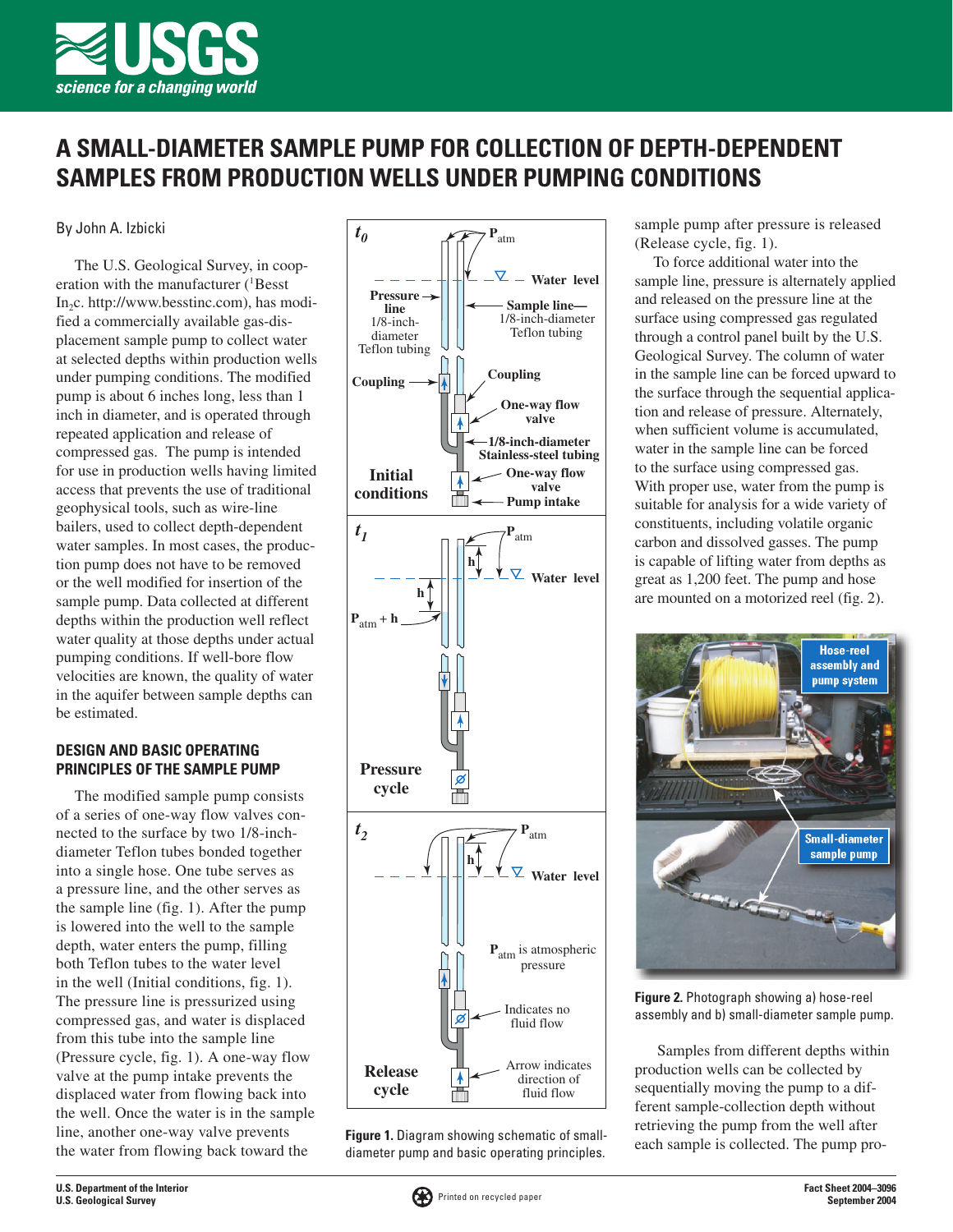# A SMALL-DIAMETER SAMPLE PUMP FOR COLLECTION OF DEPTH-DEPENDENT SAMPLES FROM PRODUCTION WELLS UNDER PUMPING CONDITIONS

By John A. Izbicki

The U.S. Geological Survey, in cooperation with the manufacturer ([1]Besst $In_2c$. http://www.besstinc.com), has modified a commercially available gas-displacement sample pump to collect water at selected depths within production wells under pumping conditions. The modified pump is about 6 inches long, less than 1 inch in diameter, and is operated through repeated application and release of compressed gas. The pump is intended for use in production wells having limited access that prevents the use of traditional geophysical tools, such as wire-line bailers, used to collect depth-dependent water samples. In most cases, the production pump does not have to be removed or the well modified for insertion of the sample pump. Data collected at different depths within the production well reflect water quality at those depths under actual pumping conditions. If well-bore flow velocities are known, the quality of water in the aquifer between sample depths can be estimated.

## DESIGN AND BASIC OPERATING PRINCIPLES OF THE SAMPLE PUMP

The modified sample pump consists of a series of one-way flow valves connected to the surface by two 1/8-inch-diameter Teflon tubes bonded together into a single hose. One tube serves as a pressure line, and the other serves as the sample line (fig. 1). After the pump is lowered into the well to the sample depth, water enters the pump, filling both Teflon tubes to the water level in the well (Initial conditions, fig. 1). The pressure line is pressurized using compressed gas, and water is displaced from this tube into the sample line (Pressure cycle, fig. 1). A one-way flow valve at the pump intake prevents the displaced water from flowing back into the well. Once the water is in the sample line, another one-way valve prevents the water from flowing back toward the sample pump after pressure is released (Release cycle, fig. 1).

Figure 1. Diagram showing schematic of small-diameter pump and basic operating principles.

To force additional water into the sample line, pressure is alternately applied and released on the pressure line at the surface using compressed gas regulated through a control panel built by the U.S. Geological Survey. The column of water in the sample line can be forced upward to the surface through the sequential application and release of pressure. Alternately, when sufficient volume is accumulated, water in the sample line can be forced to the surface using compressed gas. With proper use, water from the pump is suitable for analysis for a wide variety of constituents, including volatile organic carbon and dissolved gasses. The pump is capable of lifting water from depths as great as 1,200 feet. The pump and hose are mounted on a motorized reel (fig. 2).

**Figure 2.** Photograph showing a) hose-reel assembly and b) small-diameter sample pump.

Samples from different depths within production wells can be collected by sequentially moving the pump to a different sample-collection depth without retrieving the pump from the well after each sample is collected. The pump pro-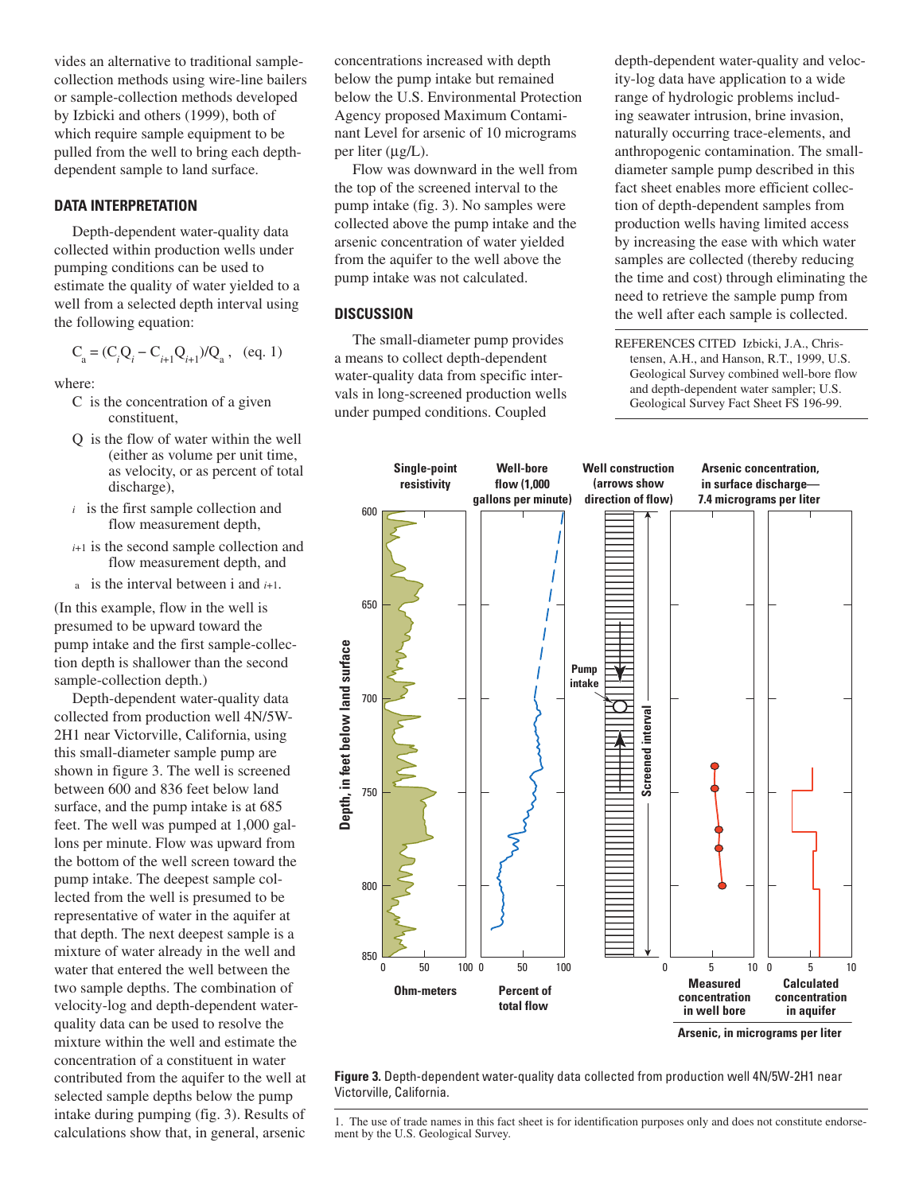vides an alternative to traditional sample-collection methods using wire-line bailers or sample-collection methods developed by Izbicki and others (1999), both of which require sample equipment to be pulled from the well to bring each depth-dependent sample to land surface.

## DATA INTERPRETATION

Depth-dependent water-quality data collected within production wells under pumping conditions can be used to estimate the quality of water yielded to a well from a selected depth interval using the following equation:

$$C_a = (C_i Q_i - C_{i+1} Q_{i+1}) / Q_a \,, \quad \text{(eq. 1)}$$

where:

- C is the concentration of a given constituent,
- Q is the flow of water within the well (either as volume per unit time, as velocity, or as percent of total discharge),
- $i$ is the first sample collection and flow measurement depth,
- $i+1$ is the second sample collection and flow measurement depth, and
- $a$ is the interval between i and $i+1$.

(In this example, flow in the well is presumed to be upward toward the pump intake and the first sample-collection depth is shallower than the second sample-collection depth.)

Depth-dependent water-quality data collected from production well 4N/5W-2H1 near Victorville, California, using this small-diameter sample pump are shown in figure 3. The well is screened between 600 and 836 feet below land surface, and the pump intake is at 685 feet. The well was pumped at 1,000 gallons per minute. Flow was upward from the bottom of the well screen toward the pump intake. The deepest sample collected from the well is presumed to be representative of water in the aquifer at that depth. The next deepest sample is a mixture of water already in the well and water that entered the well between the two sample depths. The combination of velocity-log and depth-dependent water-quality data can be used to resolve the mixture within the well and estimate the concentration of a constituent in water contributed from the aquifer to the well at selected sample depths below the pump intake during pumping (fig. 3). Results of calculations show that, in general, arsenic concentrations increased with depth below the pump intake but remained below the U.S. Environmental Protection Agency proposed Maximum Contaminant Level for arsenic of 10 micrograms per liter (µg/L).

Flow was downward in the well from the top of the screened interval to the pump intake (fig. 3). No samples were collected above the pump intake and the arsenic concentration of water yielded from the aquifer to the well above the pump intake was not calculated.

## DISCUSSION

The small-diameter pump provides a means to collect depth-dependent water-quality data from specific intervals in long-screened production wells under pumped conditions. Coupled depth-dependent water-quality and velocity-log data have application to a wide range of hydrologic problems including seawater intrusion, brine invasion, naturally occurring trace-elements, and anthropogenic contamination. The small-diameter sample pump described in this fact sheet enables more efficient collection of depth-dependent samples from production wells having limited access by increasing the ease with which water samples are collected (thereby reducing the time and cost) through eliminating the need to retrieve the sample pump from the well after each sample is collected.

REFERENCES CITED Izbicki, J.A., Christensen, A.H., and Hanson, R.T., 1999, U.S. Geological Survey combined well-bore flow and depth-dependent water sampler; U.S. Geological Survey Fact Sheet FS 196-99.

Single-point resistivity
Well-bore flow (1,000 gallons per minute)
Well construction (arrows show direction of flow)
Arsenic concentration, in surface discharge—7.4 micrograms per liter

Depth, in feet below land surface
600
650
700
750
800
850

Pump intake
Screened interval

0 50 100
Ohm-meters

0 50 100
Percent of total flow

0 5 10
Measured concentration in well bore

0 5 10
Calculated concentration in aquifer

Arsenic, in micrograms per liter

**Figure 3.** Depth-dependent water-quality data collected from production well 4N/5W-2H1 near Victorville, California.

1. The use of trade names in this fact sheet is for identification purposes only and does not constitute endorsement by the U.S. Geological Survey.